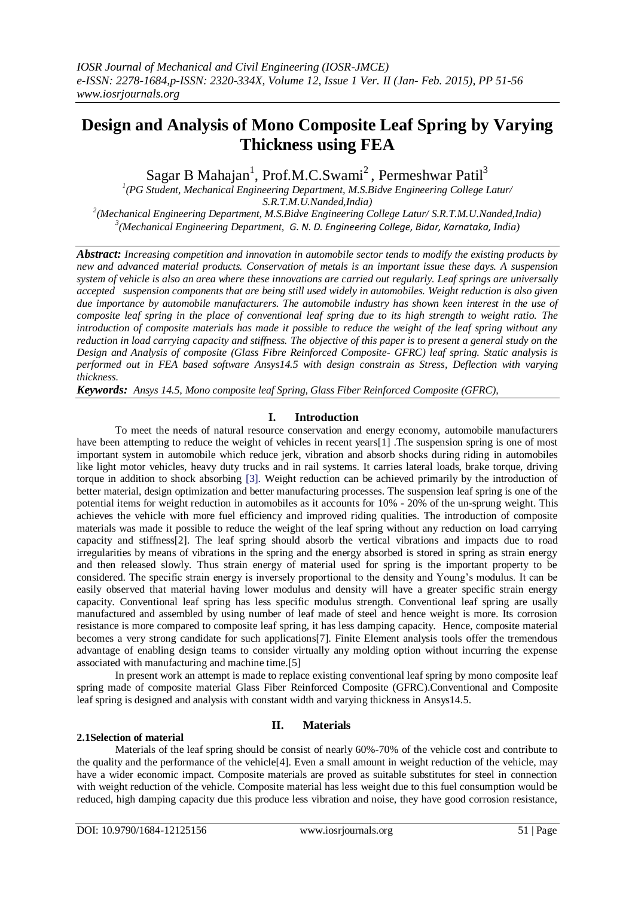*IOSR Journal of Mechanical and Civil Engineering (IOSR-JMCE)*
*e-ISSN: 2278-1684,p-ISSN: 2320-334X, Volume 12, Issue 1 Ver. II (Jan- Feb. 2015), PP 51-56*
*www.iosrjournals.org*

# Design and Analysis of Mono Composite Leaf Spring by Varying Thickness using FEA

Sagar B Mahajan[1], Prof.M.C.Swami[2] , Permeshwar Patil[3]

[1](PG Student, Mechanical Engineering Department, M.S.Bidve Engineering College Latur/ S.R.T.M.U.Nanded,India)
[2](Mechanical Engineering Department, M.S.Bidve Engineering College Latur/ S.R.T.M.U.Nanded,India)
[3](Mechanical Engineering Department, G. N. D. Engineering College, Bidar, Karnataka, India)

***Abstract:*** *Increasing competition and innovation in automobile sector tends to modify the existing products by new and advanced material products. Conservation of metals is an important issue these days. A suspension system of vehicle is also an area where these innovations are carried out regularly. Leaf springs are universally accepted suspension components that are being still used widely in automobiles. Weight reduction is also given due importance by automobile manufacturers. The automobile industry has shown keen interest in the use of composite leaf spring in the place of conventional leaf spring due to its high strength to weight ratio. The introduction of composite materials has made it possible to reduce the weight of the leaf spring without any reduction in load carrying capacity and stiffness. The objective of this paper is to present a general study on the Design and Analysis of composite (Glass Fibre Reinforced Composite- GFRC) leaf spring. Static analysis is performed out in FEA based software Ansys14.5 with design constrain as Stress, Deflection with varying thickness.*

***Keywords:*** *Ansys 14.5, Mono composite leaf Spring, Glass Fiber Reinforced Composite (GFRC),*

## I. Introduction

To meet the needs of natural resource conservation and energy economy, automobile manufacturers have been attempting to reduce the weight of vehicles in recent years[1] .The suspension spring is one of most important system in automobile which reduce jerk, vibration and absorb shocks during riding in automobiles like light motor vehicles, heavy duty trucks and in rail systems. It carries lateral loads, brake torque, driving torque in addition to shock absorbing [3]. Weight reduction can be achieved primarily by the introduction of better material, design optimization and better manufacturing processes. The suspension leaf spring is one of the potential items for weight reduction in automobiles as it accounts for 10% - 20% of the un-sprung weight. This achieves the vehicle with more fuel efficiency and improved riding qualities. The introduction of composite materials was made it possible to reduce the weight of the leaf spring without any reduction on load carrying capacity and stiffness[2]. The leaf spring should absorb the vertical vibrations and impacts due to road irregularities by means of vibrations in the spring and the energy absorbed is stored in spring as strain energy and then released slowly. Thus strain energy of material used for spring is the important property to be considered. The specific strain energy is inversely proportional to the density and Young's modulus. It can be easily observed that material having lower modulus and density will have a greater specific strain energy capacity. Conventional leaf spring has less specific modulus strength. Conventional leaf spring are usally manufactured and assembled by using number of leaf made of steel and hence weight is more. Its corrosion resistance is more compared to composite leaf spring, it has less damping capacity. Hence, composite material becomes a very strong candidate for such applications[7]. Finite Element analysis tools offer the tremendous advantage of enabling design teams to consider virtually any molding option without incurring the expense associated with manufacturing and machine time.[5]

In present work an attempt is made to replace existing conventional leaf spring by mono composite leaf spring made of composite material Glass Fiber Reinforced Composite (GFRC).Conventional and Composite leaf spring is designed and analysis with constant width and varying thickness in Ansys14.5.

## II. Materials

### 2.1Selection of material

Materials of the leaf spring should be consist of nearly 60%-70% of the vehicle cost and contribute to the quality and the performance of the vehicle[4]. Even a small amount in weight reduction of the vehicle, may have a wider economic impact. Composite materials are proved as suitable substitutes for steel in connection with weight reduction of the vehicle. Composite material has less weight due to this fuel consumption would be reduced, high damping capacity due this produce less vibration and noise, they have good corrosion resistance,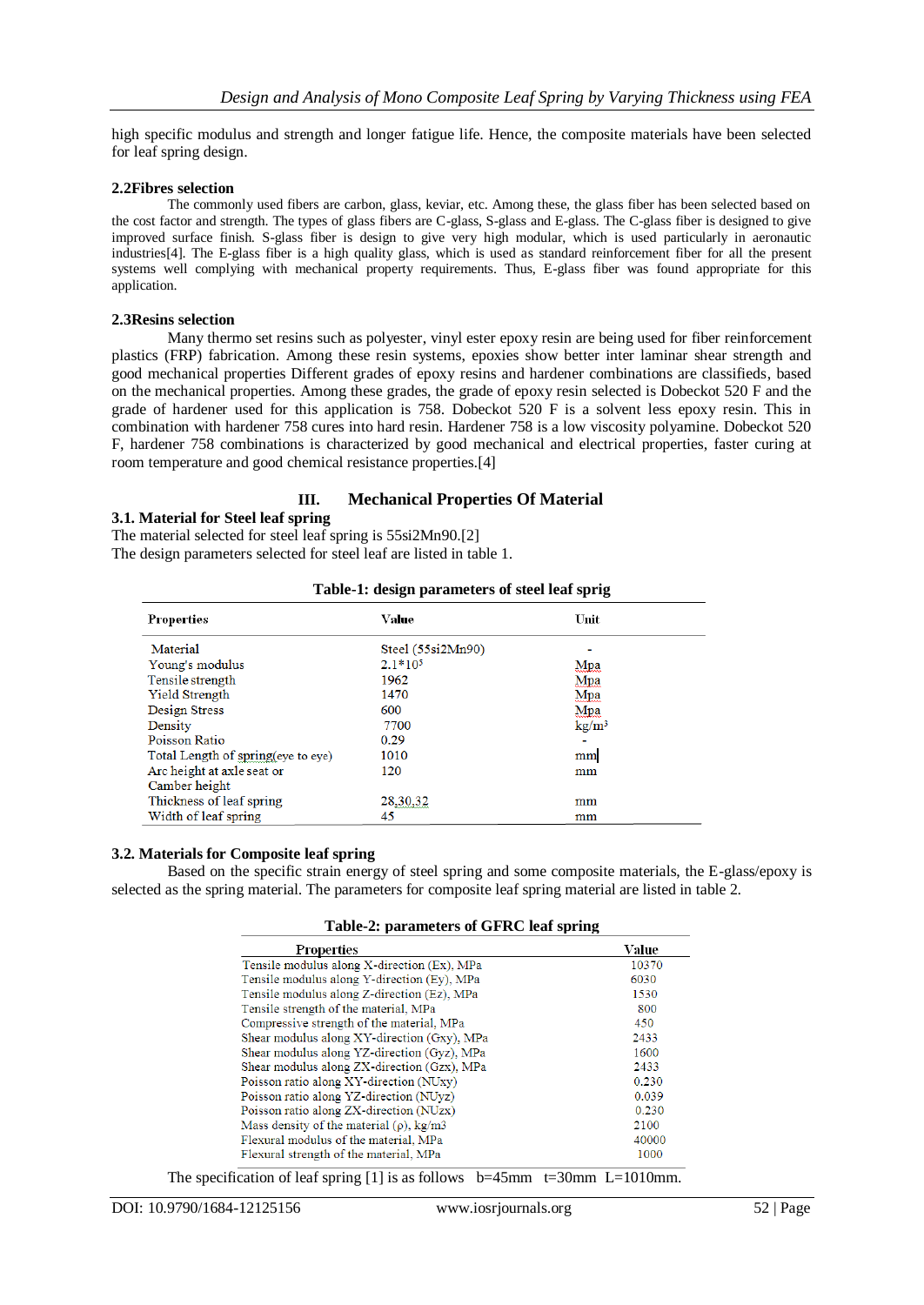high specific modulus and strength and longer fatigue life. Hence, the composite materials have been selected for leaf spring design.

### 2.2Fibres selection

The commonly used fibers are carbon, glass, keviar, etc. Among these, the glass fiber has been selected based on the cost factor and strength. The types of glass fibers are C-glass, S-glass and E-glass. The C-glass fiber is designed to give improved surface finish. S-glass fiber is design to give very high modular, which is used particularly in aeronautic industries[4]. The E-glass fiber is a high quality glass, which is used as standard reinforcement fiber for all the present systems well complying with mechanical property requirements. Thus, E-glass fiber was found appropriate for this application.

### 2.3Resins selection

Many thermo set resins such as polyester, vinyl ester epoxy resin are being used for fiber reinforcement plastics (FRP) fabrication. Among these resin systems, epoxies show better inter laminar shear strength and good mechanical properties Different grades of epoxy resins and hardener combinations are classifieds, based on the mechanical properties. Among these grades, the grade of epoxy resin selected is Dobeckot 520 F and the grade of hardener used for this application is 758. Dobeckot 520 F is a solvent less epoxy resin. This in combination with hardener 758 cures into hard resin. Hardener 758 is a low viscosity polyamine. Dobeckot 520 F, hardener 758 combinations is characterized by good mechanical and electrical properties, faster curing at room temperature and good chemical resistance properties.[4]

## III. Mechanical Properties Of Material

### 3.1. Material for Steel leaf spring

The material selected for steel leaf spring is 55si2Mn90.[2]
The design parameters selected for steel leaf are listed in table 1.

**Table-1: design parameters of steel leaf sprig**

| Properties | Value | Unit |
|---|---|---|
| Material | Steel (55si2Mn90) | - |
| Young's modulus | $2.1*10^5$ | Mpa |
| Tensile strength | 1962 | Mpa |
| Yield Strength | 1470 | Mpa |
| Design Stress | 600 | Mpa |
| Density | 7700 | $kg/m^3$ |
| Poisson Ratio | 0.29 | - |
| Total Length of spring(eye to eye) | 1010 | mm |
| Arc height at axle seat or Camber height | 120 | mm |
| Thickness of leaf spring | 28,30,32 | mm |
| Width of leaf spring | 45 | mm |

### 3.2. Materials for Composite leaf spring

Based on the specific strain energy of steel spring and some composite materials, the E-glass/epoxy is selected as the spring material. The parameters for composite leaf spring material are listed in table 2.

**Table-2: parameters of GFRC leaf spring**

| Properties | Value |
|---|---|
| Tensile modulus along X-direction (Ex), MPa | 10370 |
| Tensile modulus along Y-direction (Ey), MPa | 6030 |
| Tensile modulus along Z-direction (Ez), MPa | 1530 |
| Tensile strength of the material, MPa | 800 |
| Compressive strength of the material, MPa | 450 |
| Shear modulus along XY-direction (Gxy), MPa | 2433 |
| Shear modulus along YZ-direction (Gyz), MPa | 1600 |
| Shear modulus along ZX-direction (Gzx), MPa | 2433 |
| Poisson ratio along XY-direction (NUxy) | 0.230 |
| Poisson ratio along YZ-direction (NUyz) | 0.039 |
| Poisson ratio along ZX-direction (NUzx) | 0.230 |
| Mass density of the material (ρ), kg/m3 | 2100 |
| Flexural modulus of the material, MPa | 40000 |
| Flexural strength of the material, MPa | 1000 |

The specification of leaf spring [1] is as follows b=45mm t=30mm L=1010mm.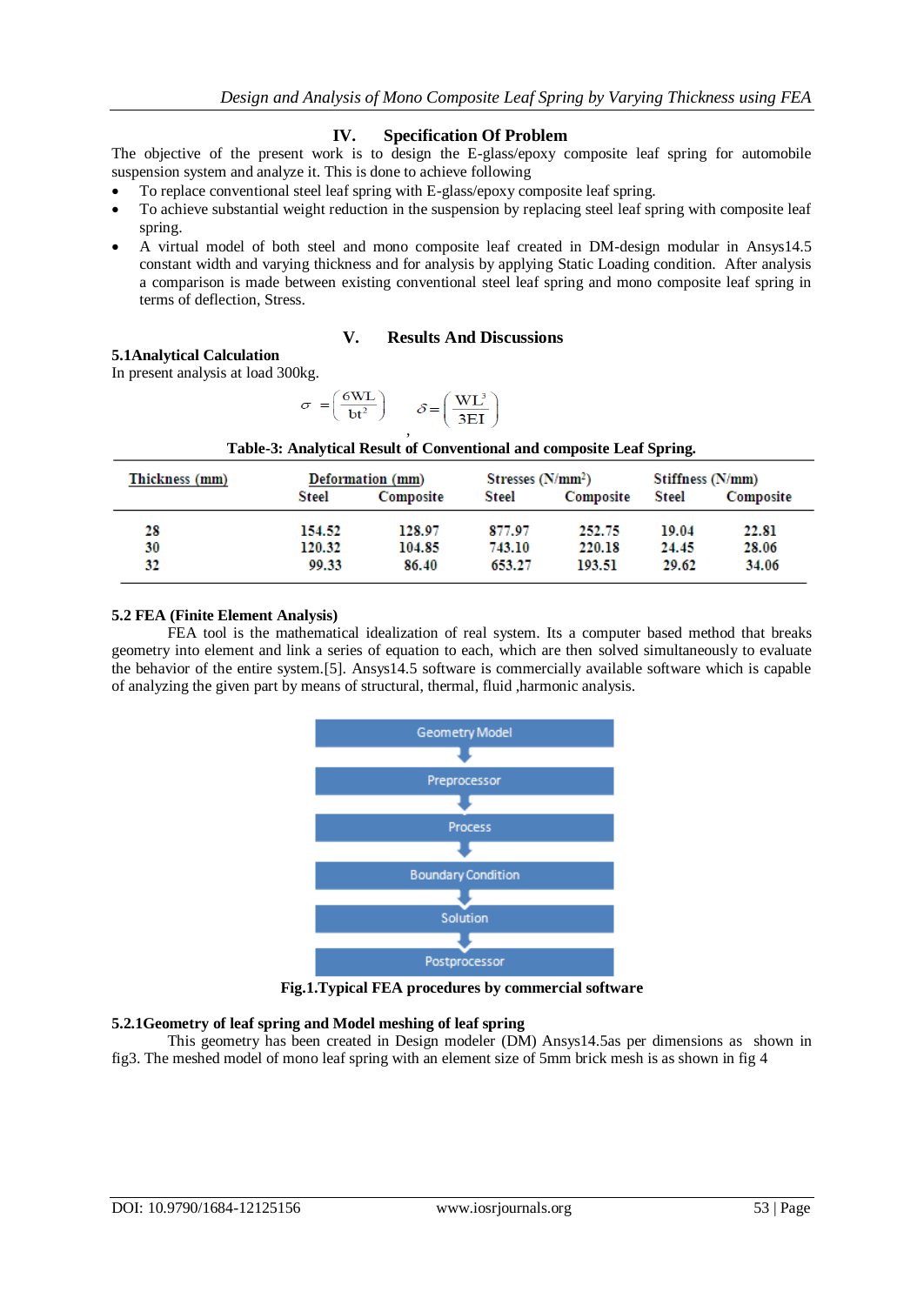## IV. Specification Of Problem

The objective of the present work is to design the E-glass/epoxy composite leaf spring for automobile suspension system and analyze it. This is done to achieve following

- To replace conventional steel leaf spring with E-glass/epoxy composite leaf spring.
- To achieve substantial weight reduction in the suspension by replacing steel leaf spring with composite leaf spring.
- A virtual model of both steel and mono composite leaf created in DM-design modular in Ansys14.5 constant width and varying thickness and for analysis by applying Static Loading condition. After analysis a comparison is made between existing conventional steel leaf spring and mono composite leaf spring in terms of deflection, Stress.

## V. Results And Discussions

### 5.1Analytical Calculation

In present analysis at load 300kg.

$$\sigma = \left(\frac{6WL}{bt^2}\right), \quad \delta = \left(\frac{WL^3}{3EI}\right)$$

**Table-3: Analytical Result of Conventional and composite Leaf Spring.**

| Thickness (mm) | Deformation (mm) | | Stresses (N/mm²) | | Stiffness (N/mm) | |
|---|---|---|---|---|---|---|
| | Steel | Composite | Steel | Composite | Steel | Composite |
| 28 | 154.52 | 128.97 | 877.97 | 252.75 | 19.04 | 22.81 |
| 30 | 120.32 | 104.85 | 743.10 | 220.18 | 24.45 | 28.06 |
| 32 | 99.33 | 86.40 | 653.27 | 193.51 | 29.62 | 34.06 |

### 5.2 FEA (Finite Element Analysis)

FEA tool is the mathematical idealization of real system. Its a computer based method that breaks geometry into element and link a series of equation to each, which are then solved simultaneously to evaluate the behavior of the entire system.[5]. Ansys14.5 software is commercially available software which is capable of analyzing the given part by means of structural, thermal, fluid ,harmonic analysis.

Geometry Model → Preprocessor → Process → Boundary Condition → Solution → Postprocessor

**Fig.1.Typical FEA procedures by commercial software**

### 5.2.1Geometry of leaf spring and Model meshing of leaf spring

This geometry has been created in Design modeler (DM) Ansys14.5as per dimensions as shown in fig3. The meshed model of mono leaf spring with an element size of 5mm brick mesh is as shown in fig 4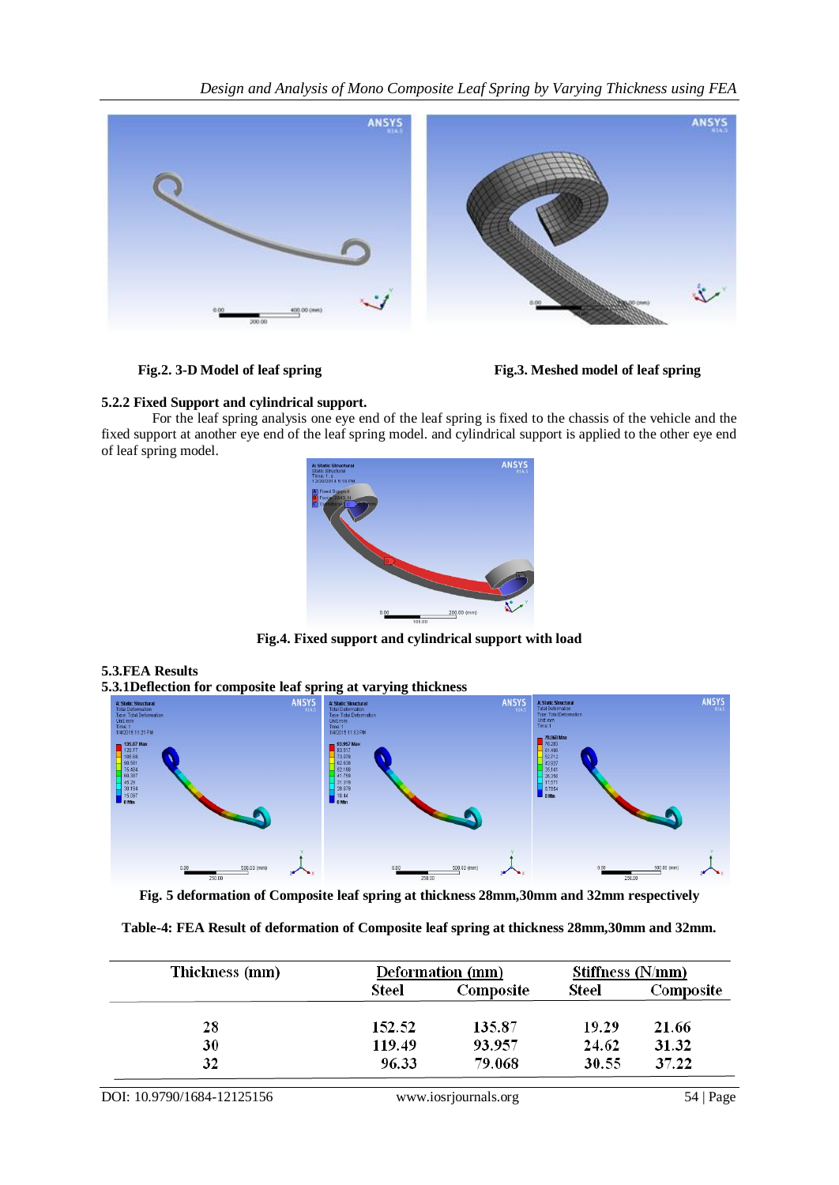Fig.2. 3-D Model of leaf spring

Fig.3. Meshed model of leaf spring

### 5.2.2 Fixed Support and cylindrical support.

For the leaf spring analysis one eye end of the leaf spring is fixed to the chassis of the vehicle and the fixed support at another eye end of the leaf spring model. and cylindrical support is applied to the other eye end of leaf spring model.

Fig.4. Fixed support and cylindrical support with load

## 5.3.FEA Results

### 5.3.1Deflection for composite leaf spring at varying thickness

Fig. 5 deformation of Composite leaf spring at thickness 28mm,30mm and 32mm respectively

**Table-4: FEA Result of deformation of Composite leaf spring at thickness 28mm,30mm and 32mm.**

| Thickness (mm) | Deformation (mm) | | Stiffness (N/mm) | |
|---|---|---|---|---|
| | Steel | Composite | Steel | Composite |
| 28 | 152.52 | 135.87 | 19.29 | 21.66 |
| 30 | 119.49 | 93.957 | 24.62 | 31.32 |
| 32 | 96.33 | 79.068 | 30.55 | 37.22 |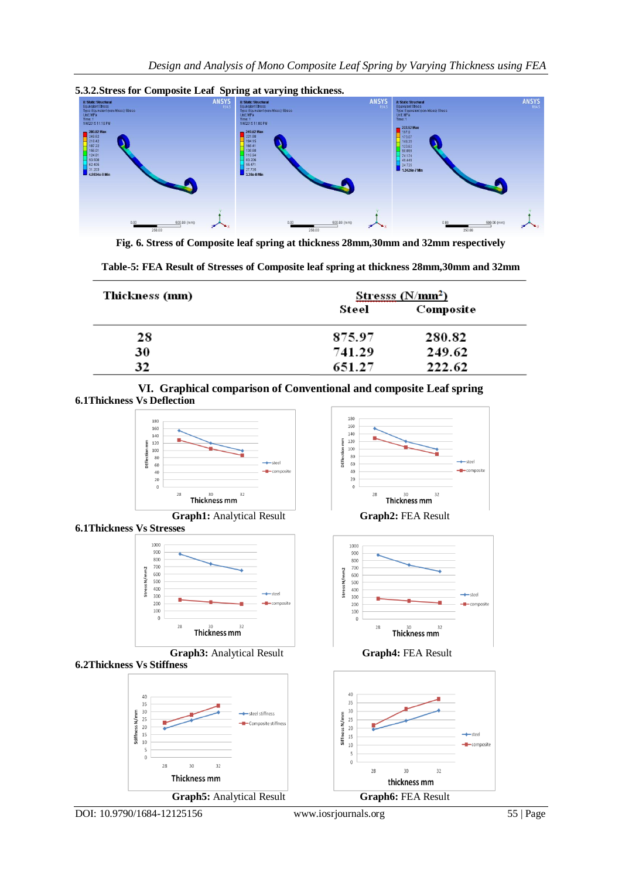### 5.3.2.Stress for Composite Leaf Spring at varying thickness.

**Fig. 6. Stress of Composite leaf spring at thickness 28mm,30mm and 32mm respectively**

**Table-5: FEA Result of Stresses of Composite leaf spring at thickness 28mm,30mm and 32mm**

| Thickness (mm) | Stresss ($N/mm^2$) | |
|---|---|---|
| | Steel | Composite |
| 28 | 875.97 | 280.82 |
| 30 | 741.29 | 249.62 |
| 32 | 651.27 | 222.62 |

## VI. Graphical comparison of Conventional and composite Leaf spring

### 6.1Thickness Vs Deflection

**Graph1:** Analytical Result

**Graph2:** FEA Result

### 6.1Thickness Vs Stresses

**Graph3:** Analytical Result

**Graph4:** FEA Result

### 6.2Thickness Vs Stiffness

**Graph5:** Analytical Result

**Graph6:** FEA Result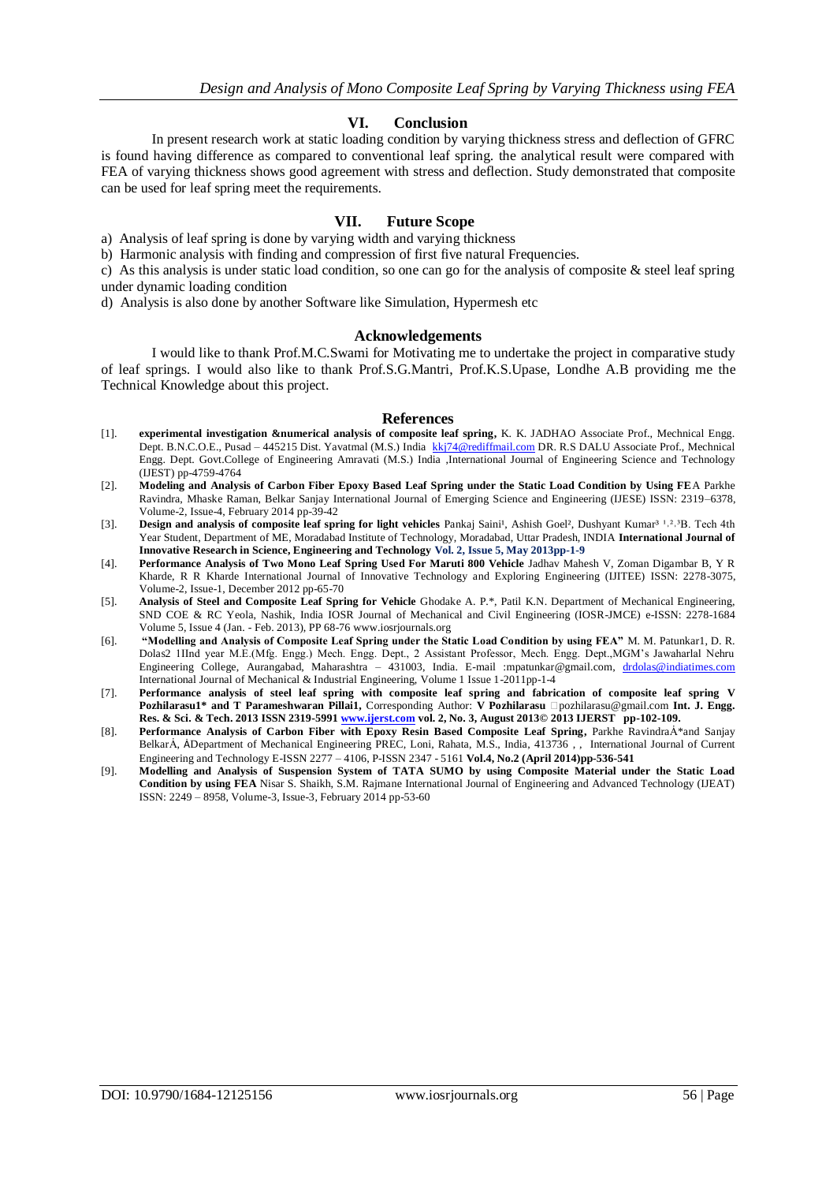## VI. Conclusion

In present research work at static loading condition by varying thickness stress and deflection of GFRC is found having difference as compared to conventional leaf spring. the analytical result were compared with FEA of varying thickness shows good agreement with stress and deflection. Study demonstrated that composite can be used for leaf spring meet the requirements.

## VII. Future Scope

a) Analysis of leaf spring is done by varying width and varying thickness
b) Harmonic analysis with finding and compression of first five natural Frequencies.
c) As this analysis is under static load condition, so one can go for the analysis of composite & steel leaf spring under dynamic loading condition
d) Analysis is also done by another Software like Simulation, Hypermesh etc

## Acknowledgements

I would like to thank Prof.M.C.Swami for Motivating me to undertake the project in comparative study of leaf springs. I would also like to thank Prof.S.G.Mantri, Prof.K.S.Upase, Londhe A.B providing me the Technical Knowledge about this project.

## References

[1]. **experimental investigation &numerical analysis of composite leaf spring,** K. K. JADHAO Associate Prof., Mechnical Engg. Dept. B.N.C.O.E., Pusad – 445215 Dist. Yavatmal (M.S.) India kkj74@rediffmail.com DR. R.S DALU Associate Prof., Mechnical Engg. Dept. Govt.College of Engineering Amravati (M.S.) India ,International Journal of Engineering Science and Technology (IJEST) pp-4759-4764

[2]. **Modeling and Analysis of Carbon Fiber Epoxy Based Leaf Spring under the Static Load Condition by Using FE**A Parkhe Ravindra, Mhaske Raman, Belkar Sanjay International Journal of Emerging Science and Engineering (IJESE) ISSN: 2319–6378, Volume-2, Issue-4, February 2014 pp-39-42

[3]. **Design and analysis of composite leaf spring for light vehicles** Pankaj Saini¹, Ashish Goel², Dushyant Kumar³ ¹,²,³B. Tech 4th Year Student, Department of ME, Moradabad Institute of Technology, Moradabad, Uttar Pradesh, INDIA **International Journal of Innovative Research in Science, Engineering and Technology Vol. 2, Issue 5, May 2013pp-1-9**

[4]. **Performance Analysis of Two Mono Leaf Spring Used For Maruti 800 Vehicle** Jadhav Mahesh V, Zoman Digambar B, Y R Kharde, R R Kharde International Journal of Innovative Technology and Exploring Engineering (IJITEE) ISSN: 2278-3075, Volume-2, Issue-1, December 2012 pp-65-70

[5]. **Analysis of Steel and Composite Leaf Spring for Vehicle** Ghodake A. P.*, Patil K.N. Department of Mechanical Engineering, SND COE & RC Yeola, Nashik, India IOSR Journal of Mechanical and Civil Engineering (IOSR-JMCE) e-ISSN: 2278-1684 Volume 5, Issue 4 (Jan. - Feb. 2013), PP 68-76 www.iosrjournals.org

[6]. **"Modelling and Analysis of Composite Leaf Spring under the Static Load Condition by using FEA"** M. M. Patunkar1, D. R. Dolas2 1IInd year M.E.(Mfg. Engg.) Mech. Engg. Dept., 2 Assistant Professor, Mech. Engg. Dept.,MGM's Jawaharlal Nehru Engineering College, Aurangabad, Maharashtra – 431003, India. E-mail :mpatunkar@gmail.com, drdolas@indiatimes.com International Journal of Mechanical & Industrial Engineering, Volume 1 Issue 1-2011pp-1-4

[7]. **Performance analysis of steel leaf spring with composite leaf spring and fabrication of composite leaf spring V Pozhilarasu1* and T Parameshwaran Pillai1,** Corresponding Author: **V Pozhilarasu** pozhilarasu@gmail.com **Int. J. Engg. Res. & Sci. & Tech. 2013 ISSN 2319-5991 www.ijerst.com vol. 2, No. 3, August 2013© 2013 IJERST pp-102-109.**

[8]. **Performance Analysis of Carbon Fiber with Epoxy Resin Based Composite Leaf Spring,** Parkhe RavindraÅ*and Sanjay BelkarÅ, ÅDepartment of Mechanical Engineering PREC, Loni, Rahata, M.S., India, 413736 , , International Journal of Current Engineering and Technology E-ISSN 2277 – 4106, P-ISSN 2347 - 5161 **Vol.4, No.2 (April 2014)pp-536-541**

[9]. **Modelling and Analysis of Suspension System of TATA SUMO by using Composite Material under the Static Load Condition by using FEA** Nisar S. Shaikh, S.M. Rajmane International Journal of Engineering and Advanced Technology (IJEAT) ISSN: 2249 – 8958, Volume-3, Issue-3, February 2014 pp-53-60